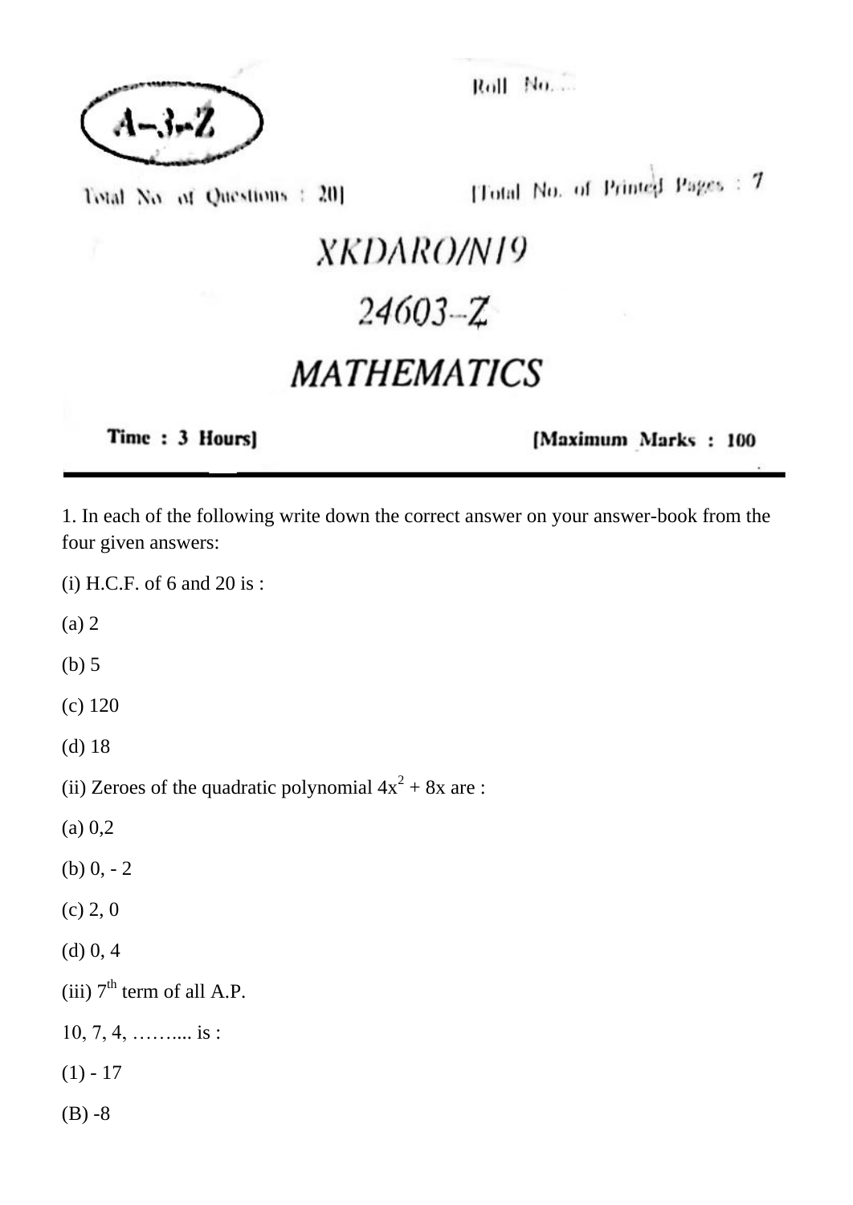A–3–Z

Roll No. ...

Total No. of Questions : 20]

[Total No. of Printed Pages : 7

# XKDARO/N19

# 24603–Z

# MATHEMATICS

**Time : 3 Hours]**

**[Maximum Marks : 100**

---

1. In each of the following write down the correct answer on your answer-book from the four given answers:

(i) H.C.F. of 6 and 20 is :

(a) 2

(b) 5

(c) 120

(d) 18

(ii) Zeroes of the quadratic polynomial $4x^2 + 8x$ are :

(a) 0,2

(b) 0, - 2

(c) 2, 0

(d) 0, 4

(iii) $7^{th}$ term of all A.P.

10, 7, 4, ……... is :

(1) - 17

(B) -8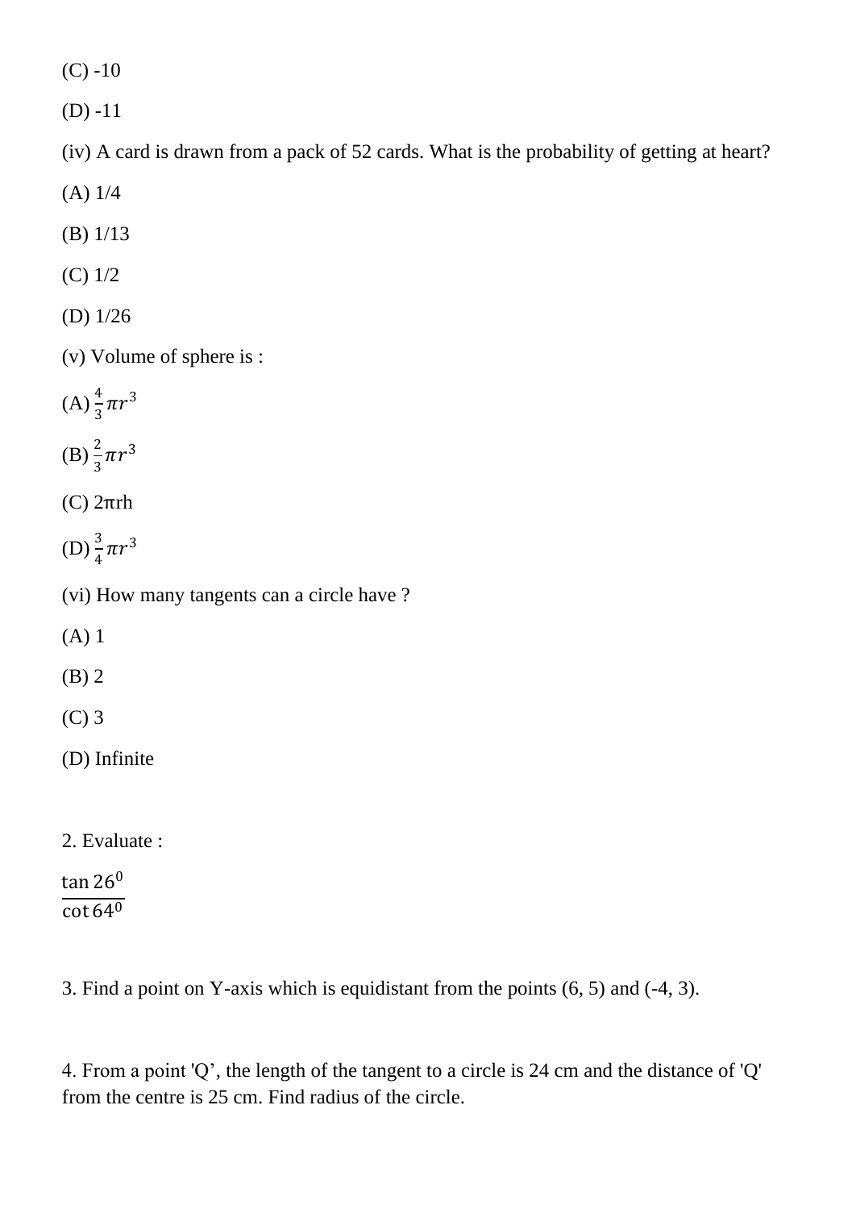(C) -10

(D) -11

(iv) A card is drawn from a pack of 52 cards. What is the probability of getting at heart?

(A) 1/4

(B) 1/13

(C) 1/2

(D) 1/26

(v) Volume of sphere is :

(A) $\frac{4}{3}\pi r^3$

(B) $\frac{2}{3}\pi r^3$

(C) 2πrh

(D) $\frac{3}{4}\pi r^3$

(vi) How many tangents can a circle have ?

(A) 1

(B) 2

(C) 3

(D) Infinite

2. Evaluate :

$$\frac{\tan 26^0}{\cot 64^0}$$

3. Find a point on Y-axis which is equidistant from the points (6, 5) and (-4, 3).

4. From a point 'Q', the length of the tangent to a circle is 24 cm and the distance of 'Q' from the centre is 25 cm. Find radius of the circle.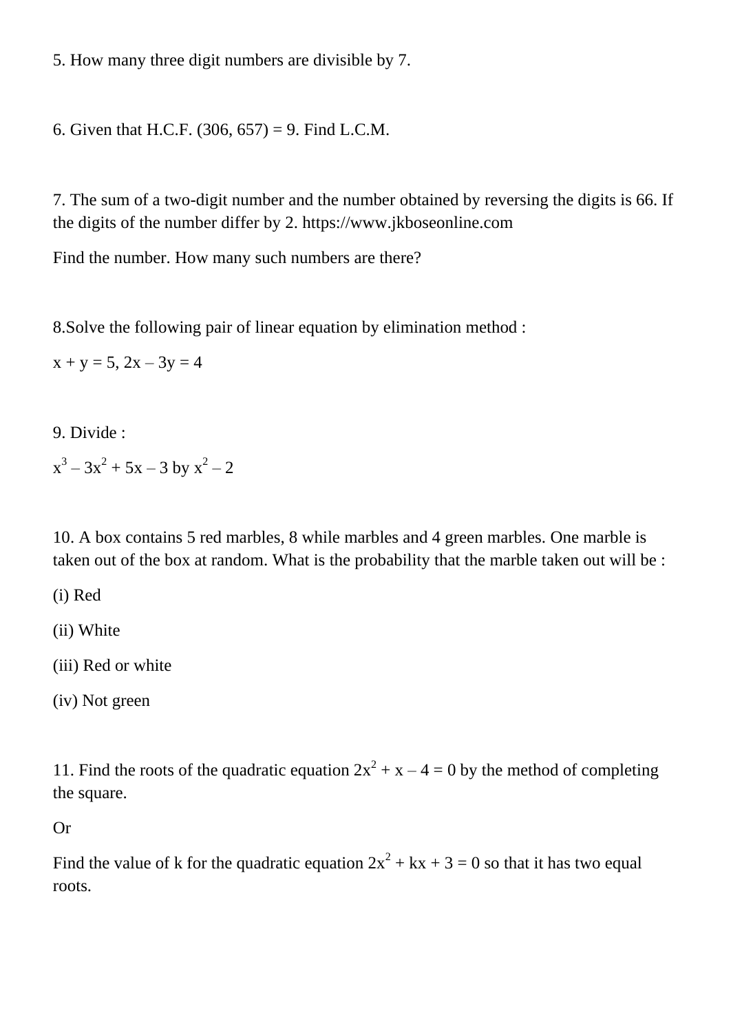5. How many three digit numbers are divisible by 7.

6. Given that H.C.F. (306, 657) = 9. Find L.C.M.

7. The sum of a two-digit number and the number obtained by reversing the digits is 66. If the digits of the number differ by 2. https://www.jkboseonline.com

Find the number. How many such numbers are there?

8.Solve the following pair of linear equation by elimination method :

$x + y = 5$, $2x – 3y = 4$

9. Divide :

$x^3 – 3x^2 + 5x – 3$ by $x^2 – 2$

10. A box contains 5 red marbles, 8 while marbles and 4 green marbles. One marble is taken out of the box at random. What is the probability that the marble taken out will be :

(i) Red

(ii) White

(iii) Red or white

(iv) Not green

11. Find the roots of the quadratic equation $2x^2 + x – 4 = 0$ by the method of completing the square.

Or

Find the value of k for the quadratic equation $2x^2 + kx + 3 = 0$ so that it has two equal roots.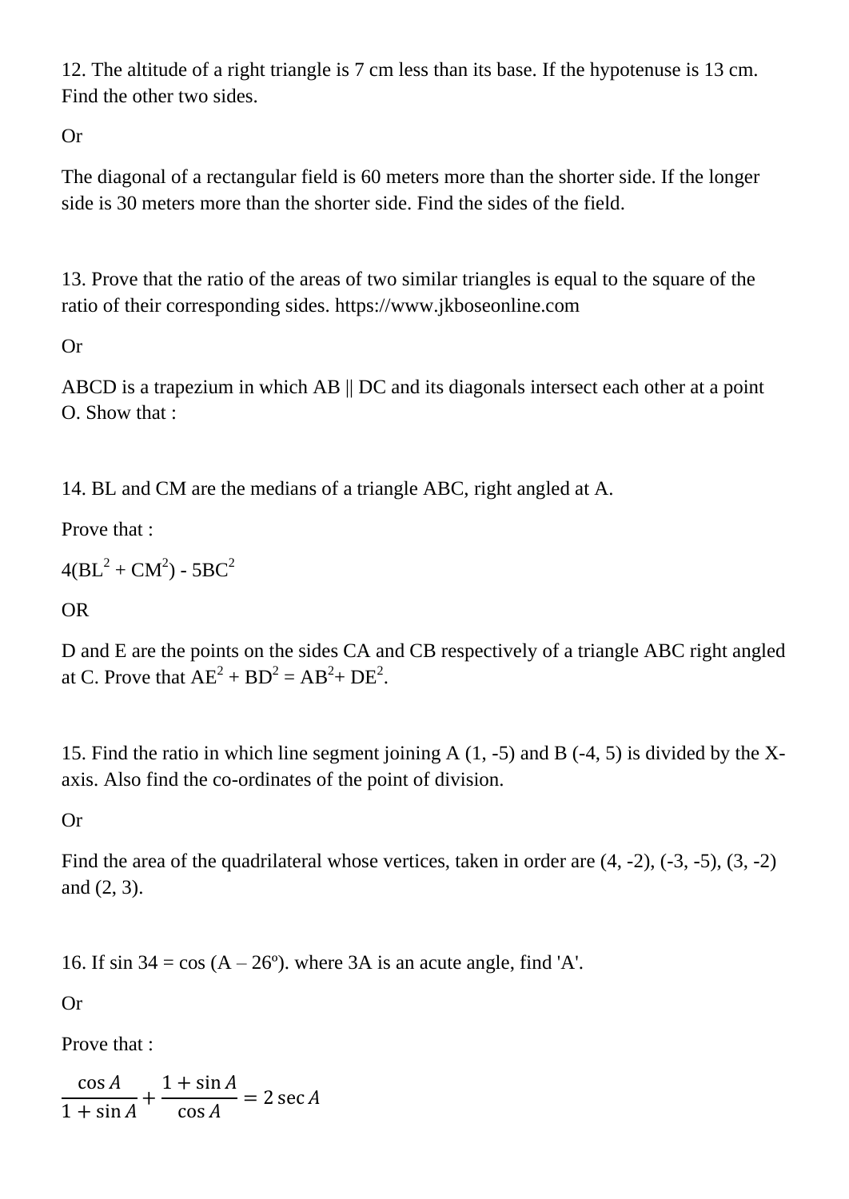12. The altitude of a right triangle is 7 cm less than its base. If the hypotenuse is 13 cm. Find the other two sides.

Or

The diagonal of a rectangular field is 60 meters more than the shorter side. If the longer side is 30 meters more than the shorter side. Find the sides of the field.

13. Prove that the ratio of the areas of two similar triangles is equal to the square of the ratio of their corresponding sides. https://www.jkboseonline.com

Or

ABCD is a trapezium in which AB || DC and its diagonals intersect each other at a point O. Show that :

14. BL and CM are the medians of a triangle ABC, right angled at A.

Prove that :

$4(BL^2 + CM^2) - 5BC^2$

OR

D and E are the points on the sides CA and CB respectively of a triangle ABC right angled at C. Prove that $AE^2 + BD^2 = AB^2 + DE^2$.

15. Find the ratio in which line segment joining A (1, -5) and B (-4, 5) is divided by the X-axis. Also find the co-ordinates of the point of division.

Or

Find the area of the quadrilateral whose vertices, taken in order are (4, -2), (-3, -5), (3, -2) and (2, 3).

16. If sin 34 = cos (A – 26º). where 3A is an acute angle, find 'A'.

Or

Prove that :

$$\frac{\cos A}{1 + \sin A} + \frac{1 + \sin A}{\cos A} = 2 \sec A$$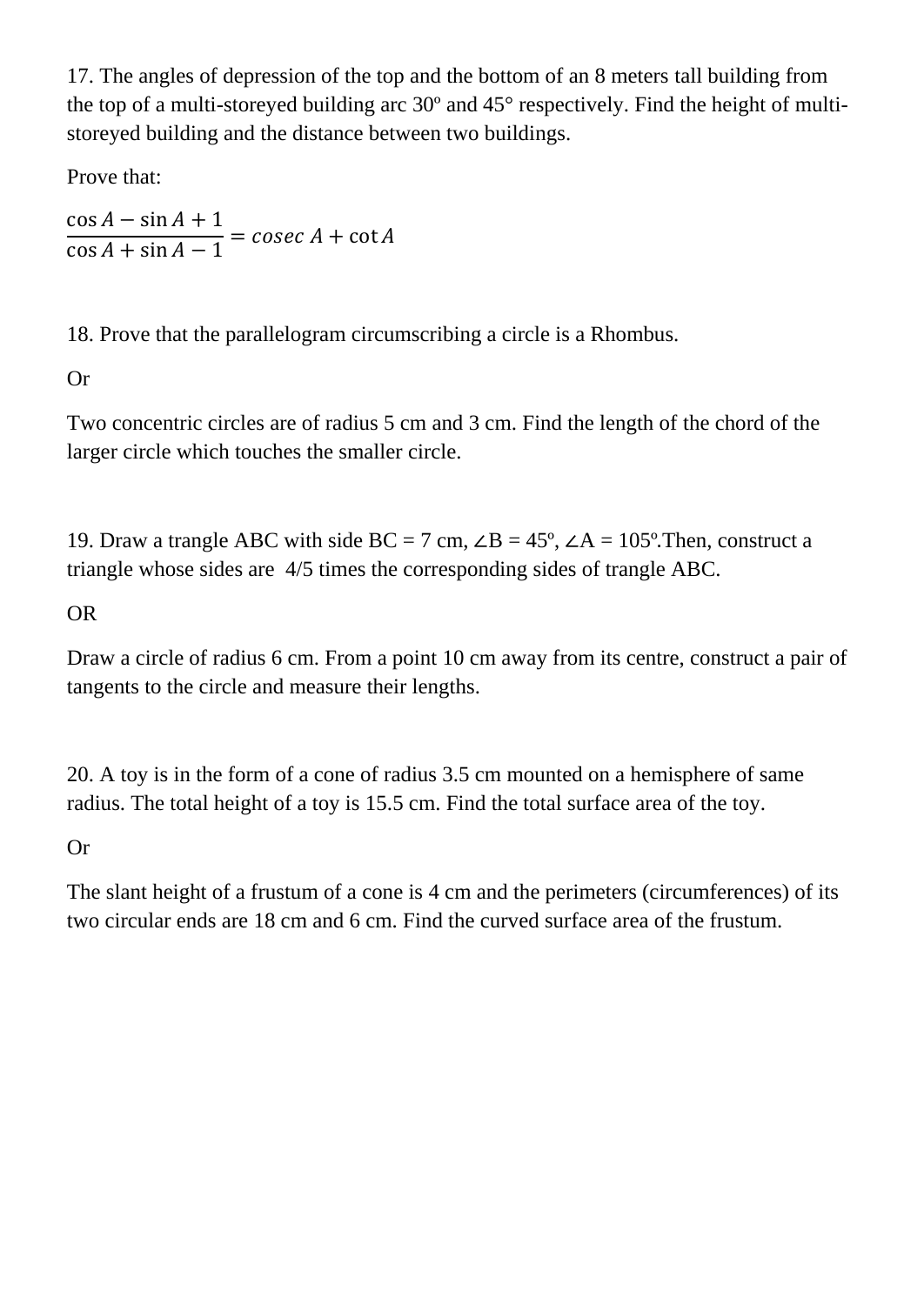17. The angles of depression of the top and the bottom of an 8 meters tall building from the top of a multi-storeyed building arc 30º and 45° respectively. Find the height of multi-storeyed building and the distance between two buildings.

Prove that:

$$\frac{\cos A - \sin A + 1}{\cos A + \sin A - 1} = cosec\ A + \cot A$$

18. Prove that the parallelogram circumscribing a circle is a Rhombus.

Or

Two concentric circles are of radius 5 cm and 3 cm. Find the length of the chord of the larger circle which touches the smaller circle.

19. Draw a trangle ABC with side BC = 7 cm, ∠B = 45º, ∠A = 105º.Then, construct a triangle whose sides are 4/5 times the corresponding sides of trangle ABC.

OR

Draw a circle of radius 6 cm. From a point 10 cm away from its centre, construct a pair of tangents to the circle and measure their lengths.

20. A toy is in the form of a cone of radius 3.5 cm mounted on a hemisphere of same radius. The total height of a toy is 15.5 cm. Find the total surface area of the toy.

Or

The slant height of a frustum of a cone is 4 cm and the perimeters (circumferences) of its two circular ends are 18 cm and 6 cm. Find the curved surface area of the frustum.